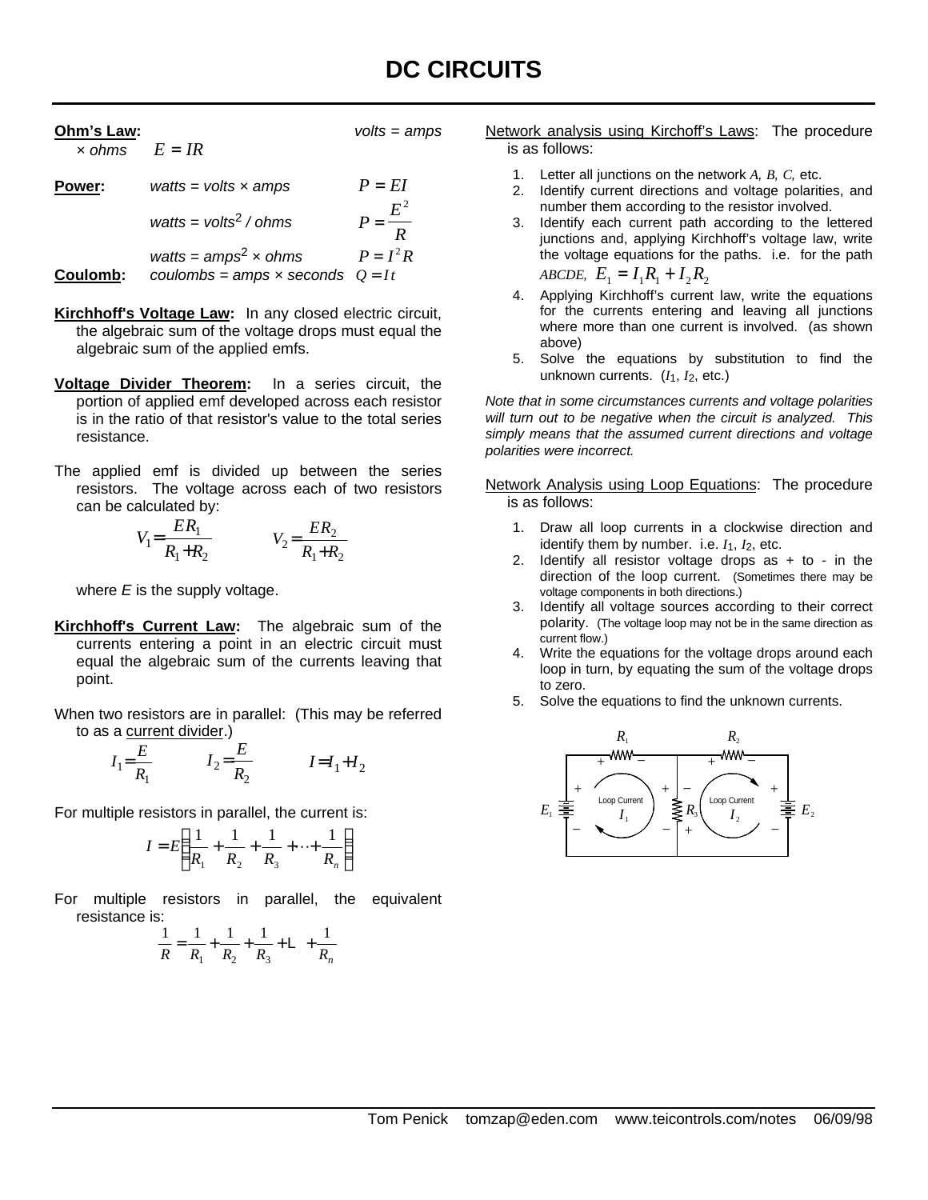# DC CIRCUITS

**Ohm's Law:** *volts = amps × ohms* $E = IR$

**Power:** *watts = volts × amps* $P = EI$

*watts = volts² / ohms* $P = \frac{E^2}{R}$

*watts = amps² × ohms* $P = I^2 R$

**Coulomb:** *coulombs = amps × seconds* $Q = It$

**Kirchhoff's Voltage Law:** In any closed electric circuit, the algebraic sum of the voltage drops must equal the algebraic sum of the applied emfs.

**Voltage Divider Theorem:** In a series circuit, the portion of applied emf developed across each resistor is in the ratio of that resistor's value to the total series resistance.

The applied emf is divided up between the series resistors. The voltage across each of two resistors can be calculated by:

$$V_1 = \frac{ER_1}{R_1 + R_2} \qquad V_2 = \frac{ER_2}{R_1 + R_2}$$

where $E$ is the supply voltage.

**Kirchhoff's Current Law:** The algebraic sum of the currents entering a point in an electric circuit must equal the algebraic sum of the currents leaving that point.

When two resistors are in parallel: (This may be referred to as a current divider.)

$$I_1 = \frac{E}{R_1} \qquad I_2 = \frac{E}{R_2} \qquad I = I_1 + I_2$$

For multiple resistors in parallel, the current is:

$$I = E\left(\frac{1}{R_1} + \frac{1}{R_2} + \frac{1}{R_3} + \cdots + \frac{1}{R_n}\right)$$

For multiple resistors in parallel, the equivalent resistance is:

$$\frac{1}{R} = \frac{1}{R_1} + \frac{1}{R_2} + \frac{1}{R_3} + \cdots + \frac{1}{R_n}$$

Network analysis using Kirchoff's Laws: The procedure is as follows:

1. Letter all junctions on the network *A, B, C,* etc.
2. Identify current directions and voltage polarities, and number them according to the resistor involved.
3. Identify each current path according to the lettered junctions and, applying Kirchhoff's voltage law, write the voltage equations for the paths. i.e. for the path *ABCDE,* $E_1 = I_1 R_1 + I_2 R_2$
4. Applying Kirchhoff's current law, write the equations for the currents entering and leaving all junctions where more than one current is involved. (as shown above)
5. Solve the equations by substitution to find the unknown currents. ($I_1$, $I_2$, etc.)

*Note that in some circumstances currents and voltage polarities will turn out to be negative when the circuit is analyzed. This simply means that the assumed current directions and voltage polarities were incorrect.*

Network Analysis using Loop Equations: The procedure is as follows:

1. Draw all loop currents in a clockwise direction and identify them by number. i.e. $I_1$, $I_2$, etc.
2. Identify all resistor voltage drops as + to - in the direction of the loop current. (Sometimes there may be voltage components in both directions.)
3. Identify all voltage sources according to their correct polarity. (The voltage loop may not be in the same direction as current flow.)
4. Write the equations for the voltage drops around each loop in turn, by equating the sum of the voltage drops to zero.
5. Solve the equations to find the unknown currents.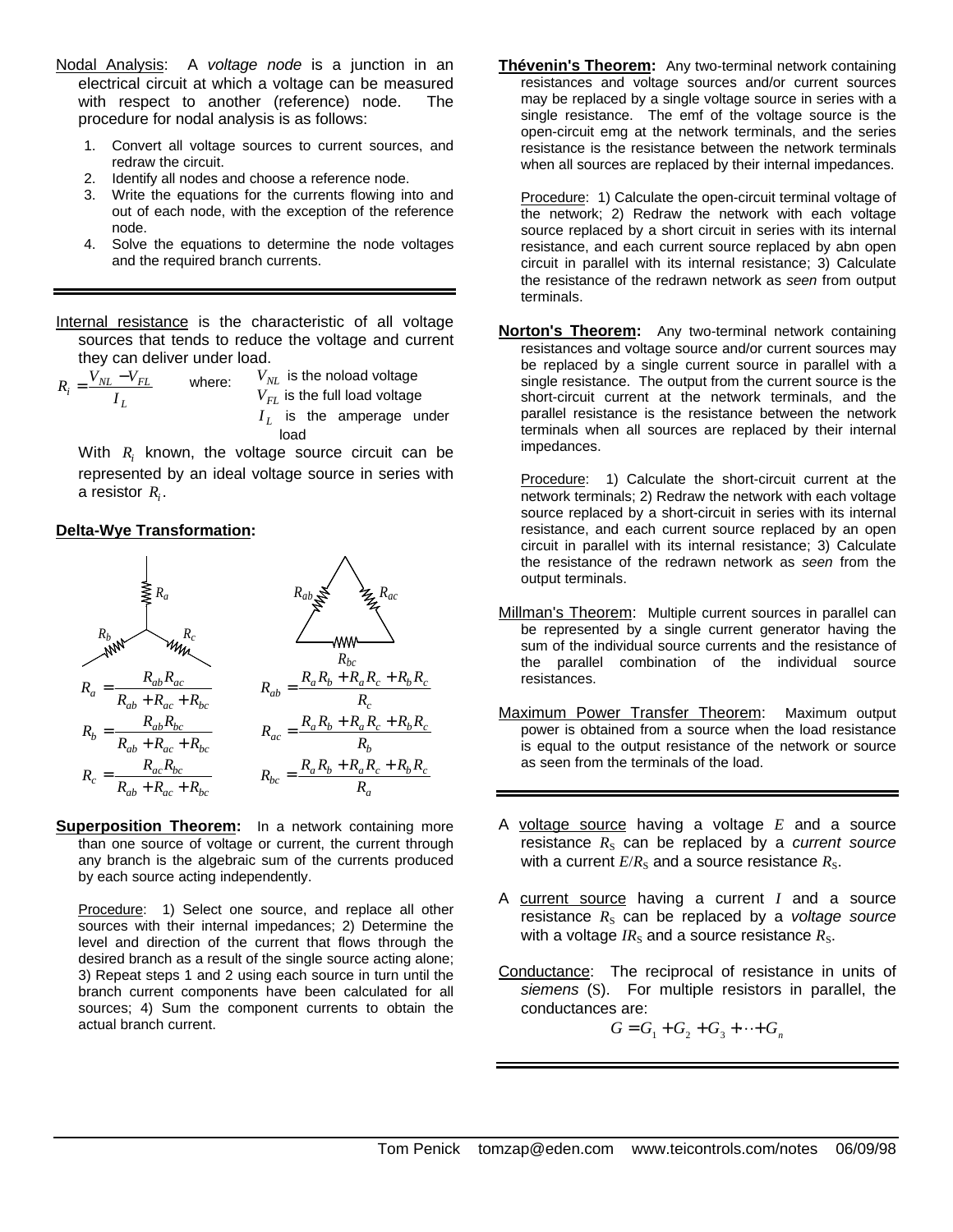Nodal Analysis: A *voltage node* is a junction in an electrical circuit at which a voltage can be measured with respect to another (reference) node. The procedure for nodal analysis is as follows:

1. Convert all voltage sources to current sources, and redraw the circuit.
2. Identify all nodes and choose a reference node.
3. Write the equations for the currents flowing into and out of each node, with the exception of the reference node.
4. Solve the equations to determine the node voltages and the required branch currents.

---

Internal resistance is the characteristic of all voltage sources that tends to reduce the voltage and current they can deliver under load.

$$R_i = \frac{V_{NL} - V_{FL}}{I_L}$$

where: $V_{NL}$ is the noload voltage
$V_{FL}$ is the full load voltage
$I_L$ is the amperage under load

With $R_i$ known, the voltage source circuit can be represented by an ideal voltage source in series with a resistor $R_i$.

**Delta-Wye Transformation:**

$$R_a = \frac{R_{ab}R_{ac}}{R_{ab} + R_{ac} + R_{bc}} \qquad R_{ab} = \frac{R_aR_b + R_aR_c + R_bR_c}{R_c}$$

$$R_b = \frac{R_{ab}R_{bc}}{R_{ab} + R_{ac} + R_{bc}} \qquad R_{ac} = \frac{R_aR_b + R_aR_c + R_bR_c}{R_b}$$

$$R_c = \frac{R_{ac}R_{bc}}{R_{ab} + R_{ac} + R_{bc}} \qquad R_{bc} = \frac{R_aR_b + R_aR_c + R_bR_c}{R_a}$$

**Superposition Theorem:** In a network containing more than one source of voltage or current, the current through any branch is the algebraic sum of the currents produced by each source acting independently.

Procedure: 1) Select one source, and replace all other sources with their internal impedances; 2) Determine the level and direction of the current that flows through the desired branch as a result of the single source acting alone; 3) Repeat steps 1 and 2 using each source in turn until the branch current components have been calculated for all sources; 4) Sum the component currents to obtain the actual branch current.

**Thévenin's Theorem:** Any two-terminal network containing resistances and voltage sources and/or current sources may be replaced by a single voltage source in series with a single resistance. The emf of the voltage source is the open-circuit emg at the network terminals, and the series resistance is the resistance between the network terminals when all sources are replaced by their internal impedances.

Procedure: 1) Calculate the open-circuit terminal voltage of the network; 2) Redraw the network with each voltage source replaced by a short circuit in series with its internal resistance, and each current source replaced by abn open circuit in parallel with its internal resistance; 3) Calculate the resistance of the redrawn network as *seen* from output terminals.

**Norton's Theorem:** Any two-terminal network containing resistances and voltage source and/or current sources may be replaced by a single current source in parallel with a single resistance. The output from the current source is the short-circuit current at the network terminals, and the parallel resistance is the resistance between the network terminals when all sources are replaced by their internal impedances.

Procedure: 1) Calculate the short-circuit current at the network terminals; 2) Redraw the network with each voltage source replaced by a short-circuit in series with its internal resistance, and each current source replaced by an open circuit in parallel with its internal resistance; 3) Calculate the resistance of the redrawn network as *seen* from the output terminals.

Millman's Theorem: Multiple current sources in parallel can be represented by a single current generator having the sum of the individual source currents and the resistance of the parallel combination of the individual source resistances.

Maximum Power Transfer Theorem: Maximum output power is obtained from a source when the load resistance is equal to the output resistance of the network or source as seen from the terminals of the load.

---

A voltage source having a voltage $E$ and a source resistance $R_S$ can be replaced by a *current source* with a current $E/R_S$ and a source resistance $R_S$.

A current source having a current $I$ and a source resistance $R_S$ can be replaced by a *voltage source* with a voltage $IR_S$ and a source resistance $R_S$.

Conductance: The reciprocal of resistance in units of *siemens* (S). For multiple resistors in parallel, the conductances are:

$$G = G_1 + G_2 + G_3 + \cdots + G_n$$

---

Tom Penick tomzap@eden.com www.teicontrols.com/notes 06/09/98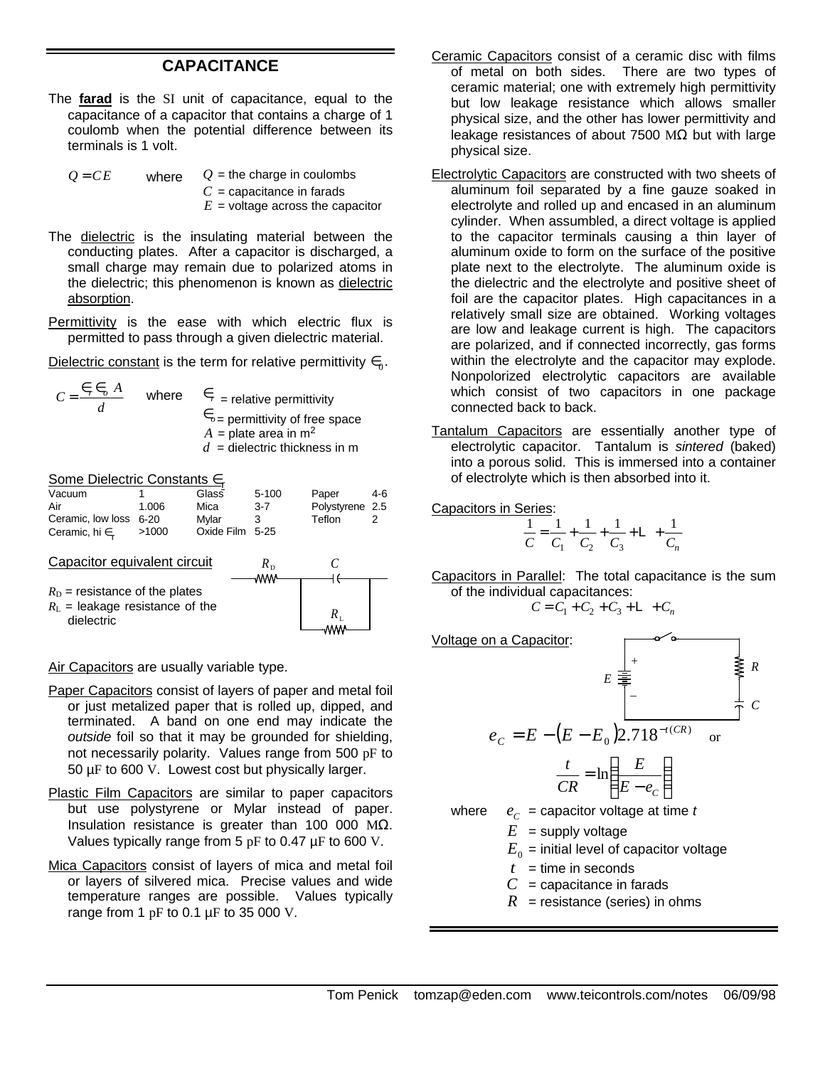## CAPACITANCE

The **farad** is the SI unit of capacitance, equal to the capacitance of a capacitor that contains a charge of 1 coulomb when the potential difference between its terminals is 1 volt.

$Q = CE$ where $Q$ = the charge in coulombs
$C$ = capacitance in farads
$E$ = voltage across the capacitor

The dielectric is the insulating material between the conducting plates. After a capacitor is discharged, a small charge may remain due to polarized atoms in the dielectric; this phenomenon is known as dielectric absorption.

Permittivity is the ease with which electric flux is permitted to pass through a given dielectric material.

Dielectric constant is the term for relative permittivity $\epsilon_r$.

$$C = \frac{\epsilon_r \epsilon_0 A}{d}$$

where $\epsilon_r$ = relative permittivity
$\epsilon_0$ = permittivity of free space
$A$ = plate area in $m^2$
$d$ = dielectric thickness in m

Some Dielectric Constants $\epsilon_r$

| | | | | | |
|---|---|---|---|---|---|
| Vacuum | 1 | Glass | 5-100 | Paper | 4-6 |
| Air | 1.006 | Mica | 3-7 | Polystyrene | 2.5 |
| Ceramic, low loss | 6-20 | Mylar | 3 | Teflon | 2 |
| Ceramic, hi $\epsilon_r$ | >1000 | Oxide Film | 5-25 | | |

Capacitor equivalent circuit

$R_D$ = resistance of the plates
$R_L$ = leakage resistance of the dielectric

Air Capacitors are usually variable type.

Paper Capacitors consist of layers of paper and metal foil or just metalized paper that is rolled up, dipped, and terminated. A band on one end may indicate the *outside* foil so that it may be grounded for shielding, not necessarily polarity. Values range from 500 pF to 50 µF to 600 V. Lowest cost but physically larger.

Plastic Film Capacitors are similar to paper capacitors but use polystyrene or Mylar instead of paper. Insulation resistance is greater than 100 000 MΩ. Values typically range from 5 pF to 0.47 µF to 600 V.

Mica Capacitors consist of layers of mica and metal foil or layers of silvered mica. Precise values and wide temperature ranges are possible. Values typically range from 1 pF to 0.1 µF to 35 000 V.

Ceramic Capacitors consist of a ceramic disc with films of metal on both sides. There are two types of ceramic material; one with extremely high permittivity but low leakage resistance which allows smaller physical size, and the other has lower permittivity and leakage resistances of about 7500 MΩ but with large physical size.

Electrolytic Capacitors are constructed with two sheets of aluminum foil separated by a fine gauze soaked in electrolyte and rolled up and encased in an aluminum cylinder. When assumbled, a direct voltage is applied to the capacitor terminals causing a thin layer of aluminum oxide to form on the surface of the positive plate next to the electrolyte. The aluminum oxide is the dielectric and the electrolyte and positive sheet of foil are the capacitor plates. High capacitances in a relatively small size are obtained. Working voltages are low and leakage current is high. The capacitors are polarized, and if connected incorrectly, gas forms within the electrolyte and the capacitor may explode. Nonpolorized electrolytic capacitors are available which consist of two capacitors in one package connected back to back.

Tantalum Capacitors are essentially another type of electrolytic capacitor. Tantalum is *sintered* (baked) into a porous solid. This is immersed into a container of electrolyte which is then absorbed into it.

Capacitors in Series:

$$\frac{1}{C} = \frac{1}{C_1} + \frac{1}{C_2} + \frac{1}{C_3} + \cdots + \frac{1}{C_n}$$

Capacitors in Parallel: The total capacitance is the sum of the individual capacitances:

$$C = C_1 + C_2 + C_3 + \cdots + C_n$$

Voltage on a Capacitor:

$$e_C = E - (E - E_0) 2.718^{-t/(CR)} \quad \text{or}$$

$$\frac{t}{CR} = \ln\left(\frac{E}{E - e_C}\right)$$

where $e_C$ = capacitor voltage at time $t$
$E$ = supply voltage
$E_0$ = initial level of capacitor voltage
$t$ = time in seconds
$C$ = capacitance in farads
$R$ = resistance (series) in ohms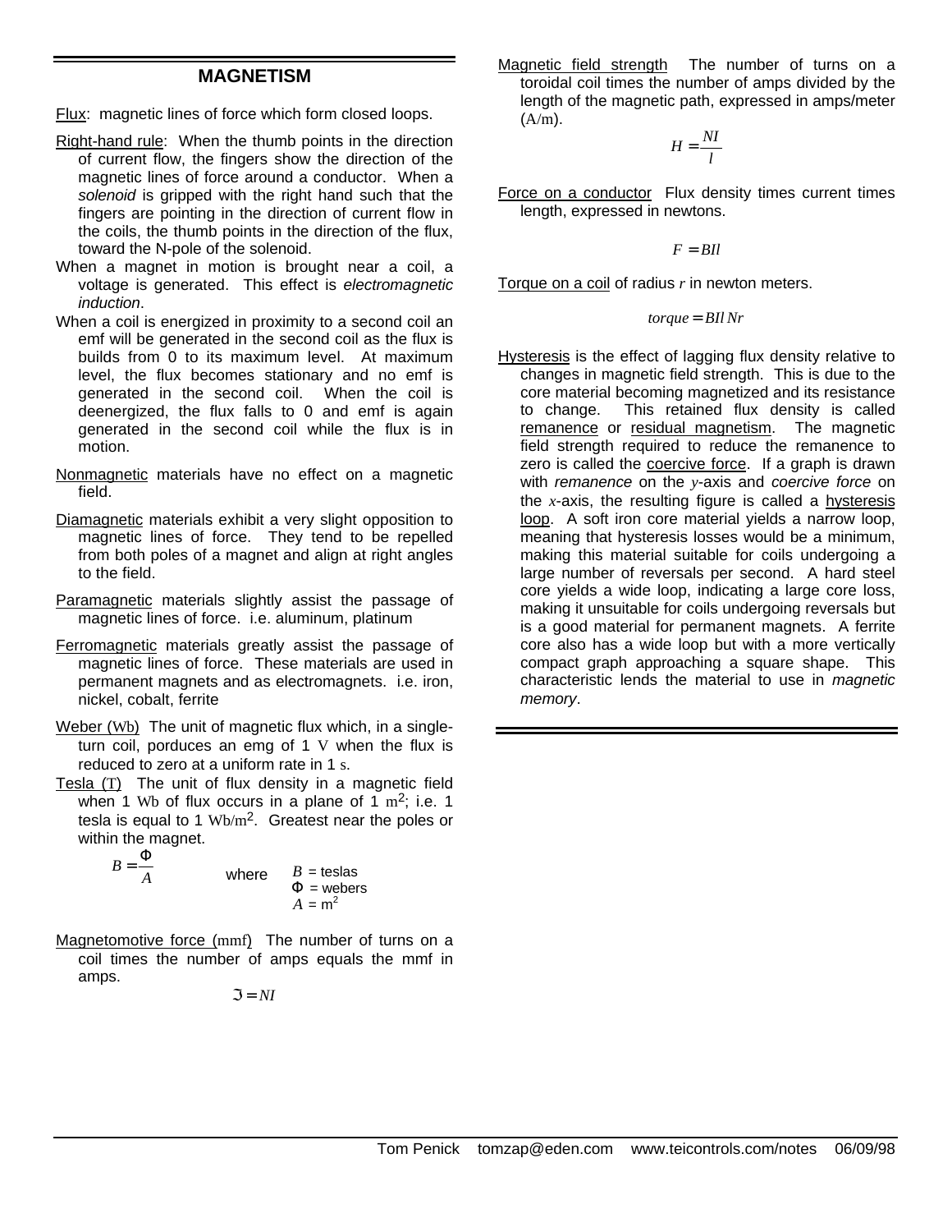## MAGNETISM

Flux: magnetic lines of force which form closed loops.

Right-hand rule: When the thumb points in the direction of current flow, the fingers show the direction of the magnetic lines of force around a conductor. When a *solenoid* is gripped with the right hand such that the fingers are pointing in the direction of current flow in the coils, the thumb points in the direction of the flux, toward the N-pole of the solenoid.

When a magnet in motion is brought near a coil, a voltage is generated. This effect is *electromagnetic induction*.

When a coil is energized in proximity to a second coil an emf will be generated in the second coil as the flux is builds from 0 to its maximum level. At maximum level, the flux becomes stationary and no emf is generated in the second coil. When the coil is deenergized, the flux falls to 0 and emf is again generated in the second coil while the flux is in motion.

Nonmagnetic materials have no effect on a magnetic field.

Diamagnetic materials exhibit a very slight opposition to magnetic lines of force. They tend to be repelled from both poles of a magnet and align at right angles to the field.

Paramagnetic materials slightly assist the passage of magnetic lines of force. i.e. aluminum, platinum

Ferromagnetic materials greatly assist the passage of magnetic lines of force. These materials are used in permanent magnets and as electromagnets. i.e. iron, nickel, cobalt, ferrite

Weber (Wb) The unit of magnetic flux which, in a single-turn coil, porduces an emg of 1 V when the flux is reduced to zero at a uniform rate in 1 s.

Tesla (T) The unit of flux density in a magnetic field when 1 Wb of flux occurs in a plane of 1 $m^2$; i.e. 1 tesla is equal to 1 $Wb/m^2$. Greatest near the poles or within the magnet.

$$B = \frac{\Phi}{A}$$

where $B$ = teslas, $\Phi$ = webers, $A$ = $m^2$

Magnetomotive force (mmf) The number of turns on a coil times the number of amps equals the mmf in amps.

$$\Im = NI$$

Magnetic field strength The number of turns on a toroidal coil times the number of amps divided by the length of the magnetic path, expressed in amps/meter (A/m).

$$H = \frac{NI}{l}$$

Force on a conductor Flux density times current times length, expressed in newtons.

$$F = BIl$$

Torque on a coil of radius $r$ in newton meters.

$$torque = BIl\,Nr$$

Hysteresis is the effect of lagging flux density relative to changes in magnetic field strength. This is due to the core material becoming magnetized and its resistance to change. This retained flux density is called remanence or residual magnetism. The magnetic field strength required to reduce the remanence to zero is called the coercive force. If a graph is drawn with *remanence* on the $y$-axis and *coercive force* on the $x$-axis, the resulting figure is called a hysteresis loop. A soft iron core material yields a narrow loop, meaning that hysteresis losses would be a minimum, making this material suitable for coils undergoing a large number of reversals per second. A hard steel core yields a wide loop, indicating a large core loss, making it unsuitable for coils undergoing reversals but is a good material for permanent magnets. A ferrite core also has a wide loop but with a more vertically compact graph approaching a square shape. This characteristic lends the material to use in *magnetic memory*.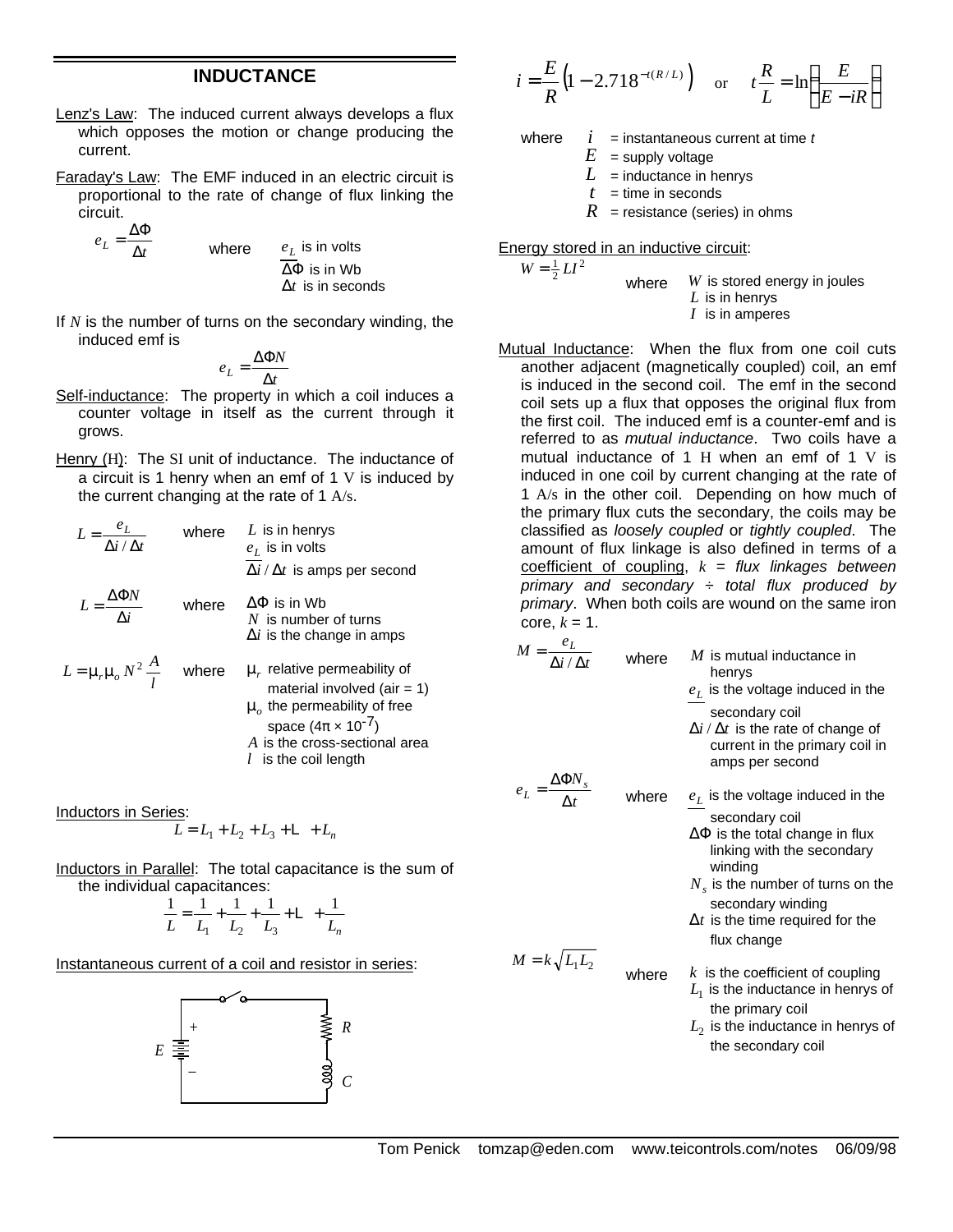## INDUCTANCE

Lenz's Law: The induced current always develops a flux which opposes the motion or change producing the current.

Faraday's Law: The EMF induced in an electric circuit is proportional to the rate of change of flux linking the circuit.

$$e_L = \frac{\Delta\Phi}{\Delta t}$$

where $e_L$ is in volts
$\Delta\Phi$ is in Wb
$\Delta t$ is in seconds

If $N$ is the number of turns on the secondary winding, the induced emf is

$$e_L = \frac{\Delta\Phi N}{\Delta t}$$

Self-inductance: The property in which a coil induces a counter voltage in itself as the current through it grows.

Henry (H): The SI unit of inductance. The inductance of a circuit is 1 henry when an emf of 1 V is induced by the current changing at the rate of 1 A/s.

$$L = \frac{e_L}{\Delta i / \Delta t}$$

where $L$ is in henrys
$e_L$ is in volts
$\Delta i / \Delta t$ is amps per second

$$L = \frac{\Delta\Phi N}{\Delta i}$$

where $\Delta\Phi$ is in Wb
$N$ is number of turns
$\Delta i$ is the change in amps

$$L = \mu_r \mu_o N^2 \frac{A}{l}$$

where $\mu_r$ relative permeability of material involved (air = 1)
$\mu_o$ the permeability of free space ($4\pi \times 10^{-7}$)
$A$ is the cross-sectional area
$l$ is the coil length

Inductors in Series:

$$L = L_1 + L_2 + L_3 + \ldots + L_n$$

Inductors in Parallel: The total capacitance is the sum of the individual capacitances:

$$\frac{1}{L} = \frac{1}{L_1} + \frac{1}{L_2} + \frac{1}{L_3} + \ldots + \frac{1}{L_n}$$

Instantaneous current of a coil and resistor in series:

E
+
–
R
C

$$i = \frac{E}{R}\left(1 - 2.718^{-t(R/L)}\right) \quad \text{or} \quad t\frac{R}{L} = \ln\left(\frac{E}{E - iR}\right)$$

where $i$ = instantaneous current at time $t$
$E$ = supply voltage
$L$ = inductance in henrys
$t$ = time in seconds
$R$ = resistance (series) in ohms

Energy stored in an inductive circuit:

$$W = \tfrac{1}{2} L I^2$$

where $W$ is stored energy in joules
$L$ is in henrys
$I$ is in amperes

Mutual Inductance: When the flux from one coil cuts another adjacent (magnetically coupled) coil, an emf is induced in the second coil. The emf in the second coil sets up a flux that opposes the original flux from the first coil. The induced emf is a counter-emf and is referred to as *mutual inductance*. Two coils have a mutual inductance of 1 H when an emf of 1 V is induced in one coil by current changing at the rate of 1 A/s in the other coil. Depending on how much of the primary flux cuts the secondary, the coils may be classified as *loosely coupled* or *tightly coupled*. The amount of flux linkage is also defined in terms of a coefficient of coupling, $k$ = *flux linkages between primary and secondary ÷ total flux produced by primary*. When both coils are wound on the same iron core, $k = 1$.

$$M = \frac{e_L}{\Delta i / \Delta t}$$

where $M$ is mutual inductance in henrys
$e_L$ is the voltage induced in the secondary coil
$\Delta i / \Delta t$ is the rate of change of current in the primary coil in amps per second

$$e_L = \frac{\Delta\Phi N_s}{\Delta t}$$

where $e_L$ is the voltage induced in the secondary coil
$\Delta\Phi$ is the total change in flux linking with the secondary winding
$N_s$ is the number of turns on the secondary winding
$\Delta t$ is the time required for the flux change

$$M = k\sqrt{L_1 L_2}$$

where $k$ is the coefficient of coupling
$L_1$ is the inductance in henrys of the primary coil
$L_2$ is the inductance in henrys of the secondary coil